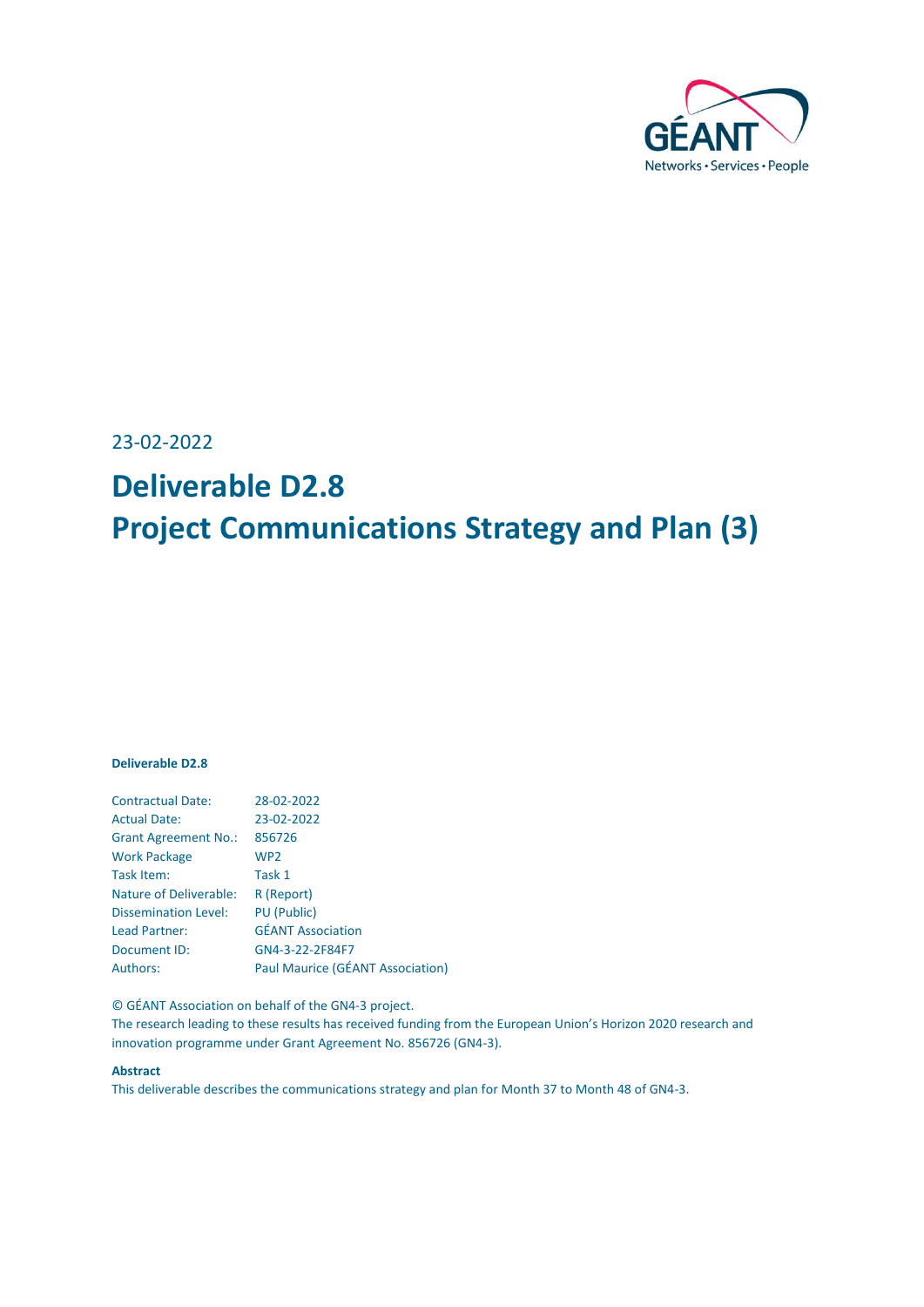23-02-2022

# Deliverable D2.8
# Project Communications Strategy and Plan (3)

**Deliverable D2.8**

| | |
|---|---|
| Contractual Date: | 28-02-2022 |
| Actual Date: | 23-02-2022 |
| Grant Agreement No.: | 856726 |
| Work Package | WP2 |
| Task Item: | Task 1 |
| Nature of Deliverable: | R (Report) |
| Dissemination Level: | PU (Public) |
| Lead Partner: | GÉANT Association |
| Document ID: | GN4-3-22-2F84F7 |
| Authors: | Paul Maurice (GÉANT Association) |

© GÉANT Association on behalf of the GN4-3 project.
The research leading to these results has received funding from the European Union's Horizon 2020 research and innovation programme under Grant Agreement No. 856726 (GN4-3).

**Abstract**
This deliverable describes the communications strategy and plan for Month 37 to Month 48 of GN4-3.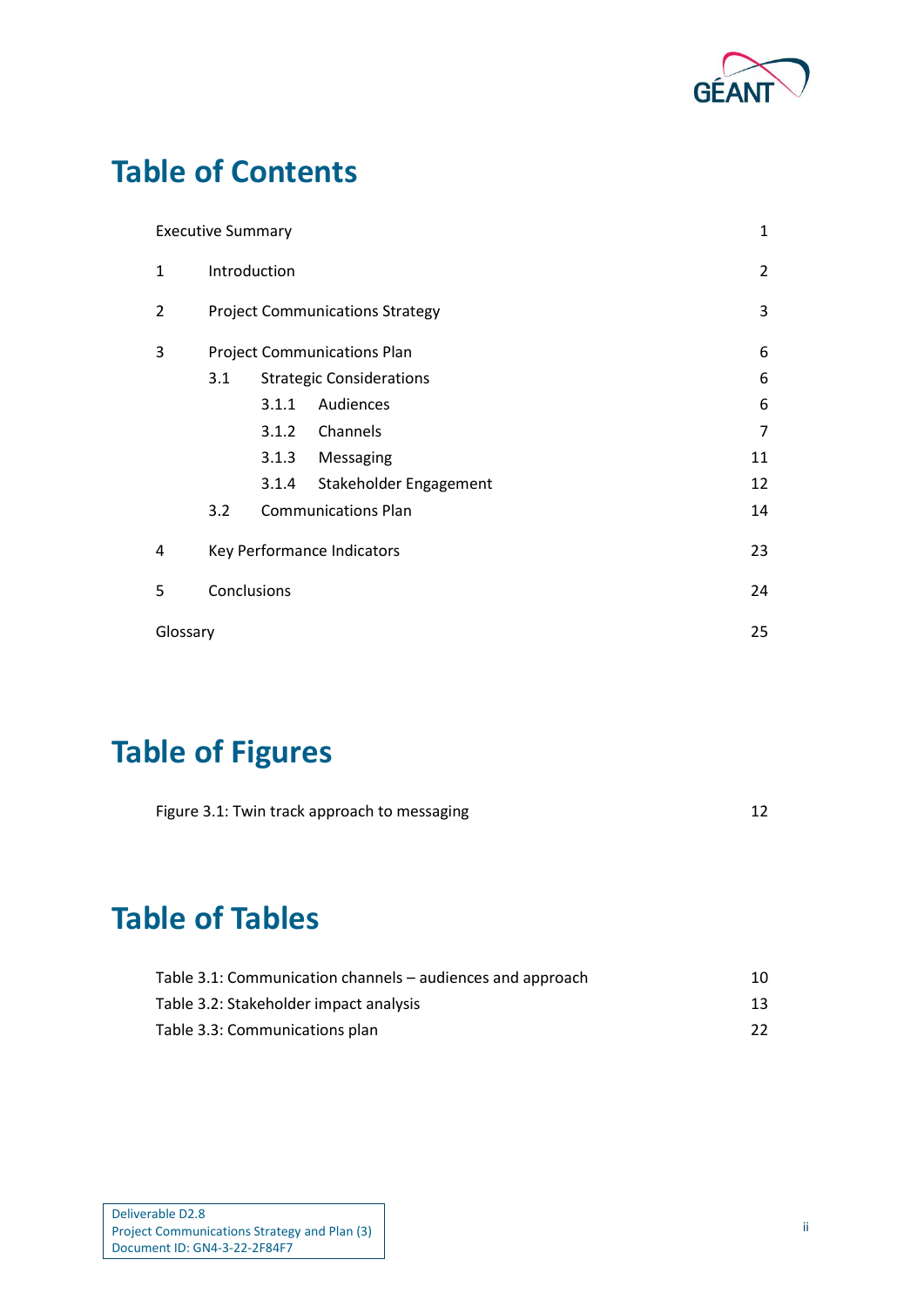# Table of Contents

| | | | |
|---|---|---|---|
| Executive Summary | | | 1 |
| 1 | Introduction | | 2 |
| 2 | Project Communications Strategy | | 3 |
| 3 | Project Communications Plan | | 6 |
| | 3.1 | Strategic Considerations | 6 |
| | | 3.1.1 Audiences | 6 |
| | | 3.1.2 Channels | 7 |
| | | 3.1.3 Messaging | 11 |
| | | 3.1.4 Stakeholder Engagement | 12 |
| | 3.2 | Communications Plan | 14 |
| 4 | Key Performance Indicators | | 23 |
| 5 | Conclusions | | 24 |
| Glossary | | | 25 |

# Table of Figures

Figure 3.1: Twin track approach to messaging 12

# Table of Tables

Table 3.1: Communication channels – audiences and approach 10

Table 3.2: Stakeholder impact analysis 13

Table 3.3: Communications plan 22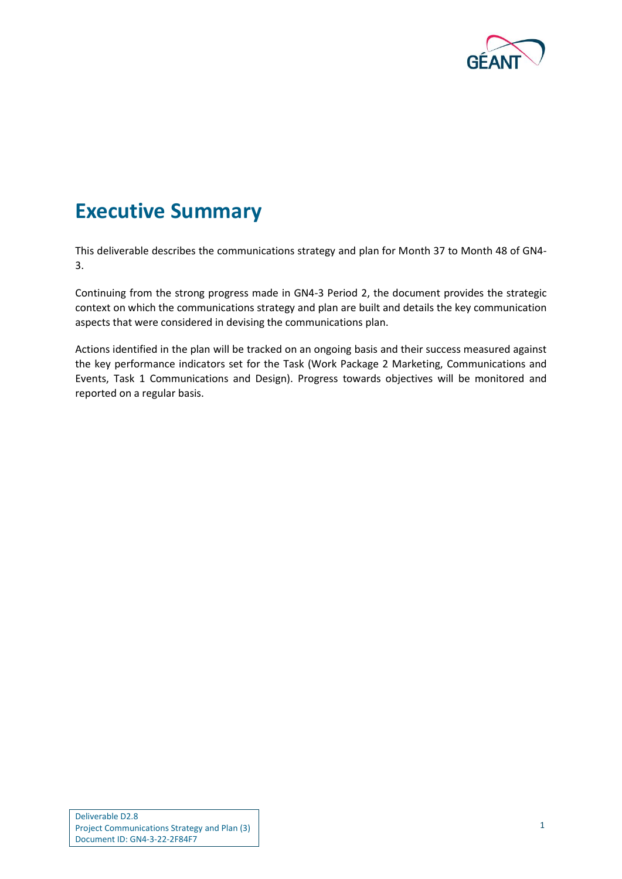# Executive Summary

This deliverable describes the communications strategy and plan for Month 37 to Month 48 of GN4-3.

Continuing from the strong progress made in GN4-3 Period 2, the document provides the strategic context on which the communications strategy and plan are built and details the key communication aspects that were considered in devising the communications plan.

Actions identified in the plan will be tracked on an ongoing basis and their success measured against the key performance indicators set for the Task (Work Package 2 Marketing, Communications and Events, Task 1 Communications and Design). Progress towards objectives will be monitored and reported on a regular basis.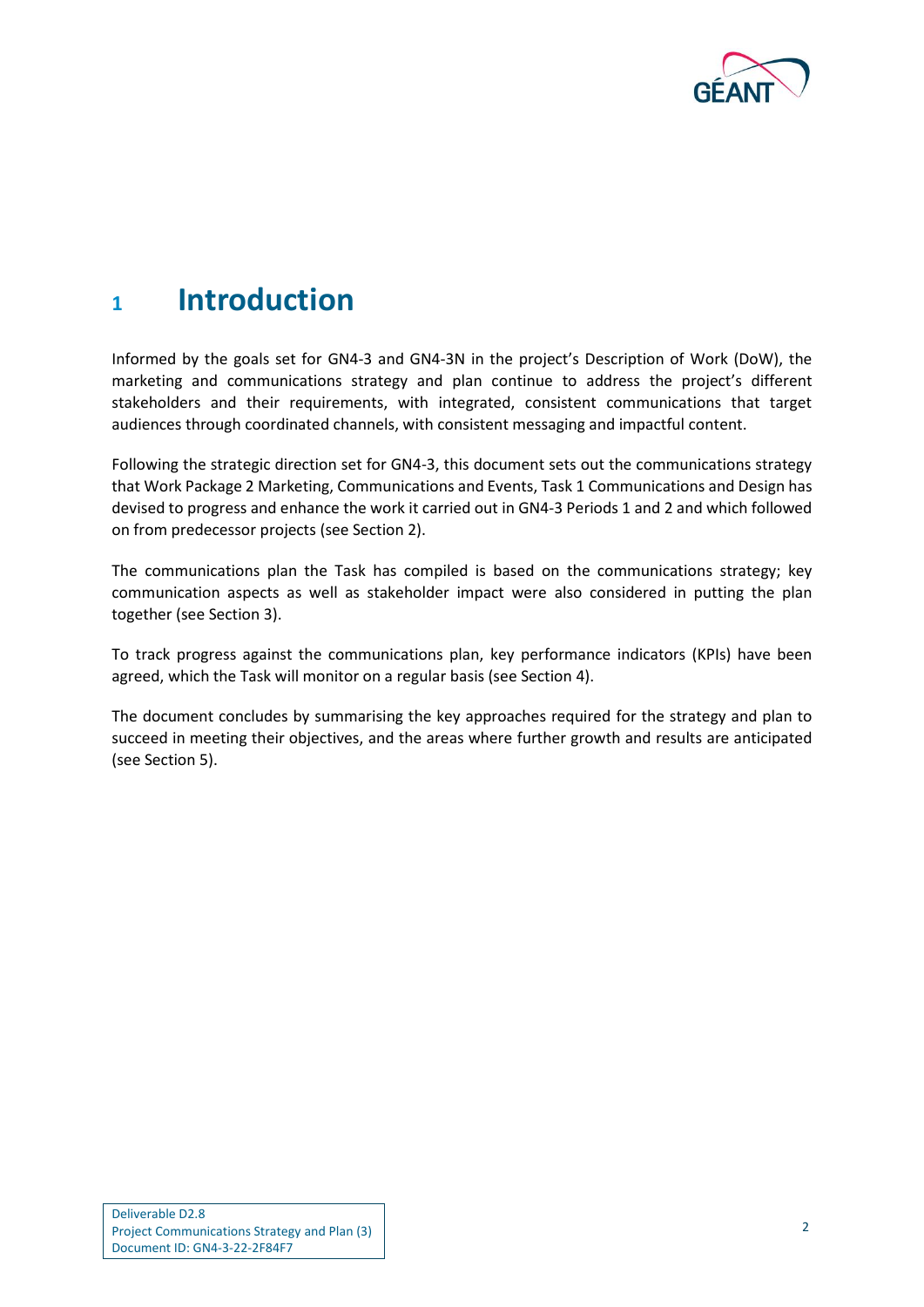# 1 Introduction

Informed by the goals set for GN4-3 and GN4-3N in the project's Description of Work (DoW), the marketing and communications strategy and plan continue to address the project's different stakeholders and their requirements, with integrated, consistent communications that target audiences through coordinated channels, with consistent messaging and impactful content.

Following the strategic direction set for GN4-3, this document sets out the communications strategy that Work Package 2 Marketing, Communications and Events, Task 1 Communications and Design has devised to progress and enhance the work it carried out in GN4-3 Periods 1 and 2 and which followed on from predecessor projects (see Section 2).

The communications plan the Task has compiled is based on the communications strategy; key communication aspects as well as stakeholder impact were also considered in putting the plan together (see Section 3).

To track progress against the communications plan, key performance indicators (KPIs) have been agreed, which the Task will monitor on a regular basis (see Section 4).

The document concludes by summarising the key approaches required for the strategy and plan to succeed in meeting their objectives, and the areas where further growth and results are anticipated (see Section 5).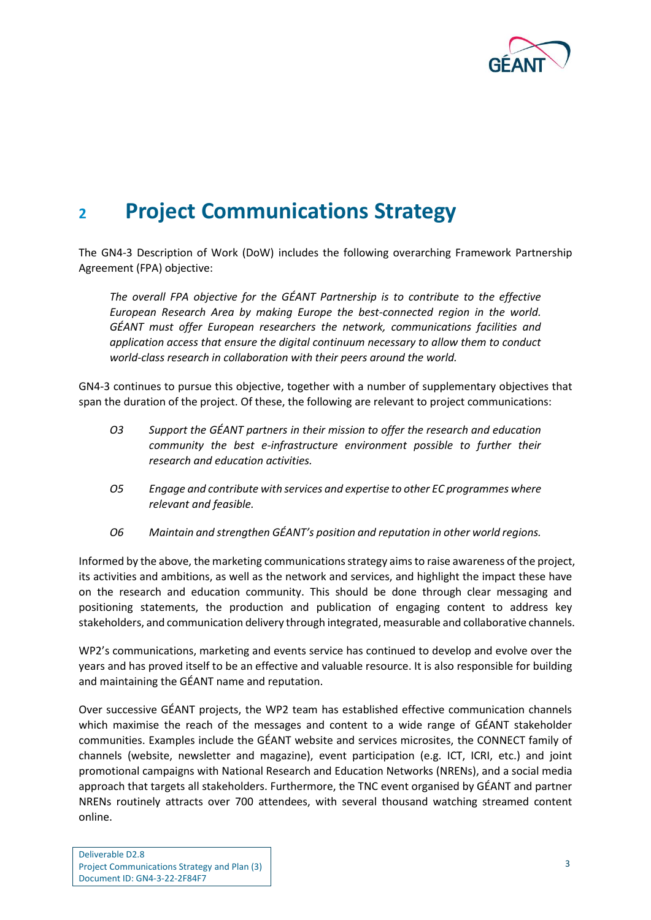# 2 Project Communications Strategy

The GN4-3 Description of Work (DoW) includes the following overarching Framework Partnership Agreement (FPA) objective:

> *The overall FPA objective for the GÉANT Partnership is to contribute to the effective European Research Area by making Europe the best-connected region in the world. GÉANT must offer European researchers the network, communications facilities and application access that ensure the digital continuum necessary to allow them to conduct world-class research in collaboration with their peers around the world.*

GN4-3 continues to pursue this objective, together with a number of supplementary objectives that span the duration of the project. Of these, the following are relevant to project communications:

- *O3 Support the GÉANT partners in their mission to offer the research and education community the best e-infrastructure environment possible to further their research and education activities.*
- *O5 Engage and contribute with services and expertise to other EC programmes where relevant and feasible.*
- *O6 Maintain and strengthen GÉANT's position and reputation in other world regions.*

Informed by the above, the marketing communications strategy aims to raise awareness of the project, its activities and ambitions, as well as the network and services, and highlight the impact these have on the research and education community. This should be done through clear messaging and positioning statements, the production and publication of engaging content to address key stakeholders, and communication delivery through integrated, measurable and collaborative channels.

WP2's communications, marketing and events service has continued to develop and evolve over the years and has proved itself to be an effective and valuable resource. It is also responsible for building and maintaining the GÉANT name and reputation.

Over successive GÉANT projects, the WP2 team has established effective communication channels which maximise the reach of the messages and content to a wide range of GÉANT stakeholder communities. Examples include the GÉANT website and services microsites, the CONNECT family of channels (website, newsletter and magazine), event participation (e.g. ICT, ICRI, etc.) and joint promotional campaigns with National Research and Education Networks (NRENs), and a social media approach that targets all stakeholders. Furthermore, the TNC event organised by GÉANT and partner NRENs routinely attracts over 700 attendees, with several thousand watching streamed content online.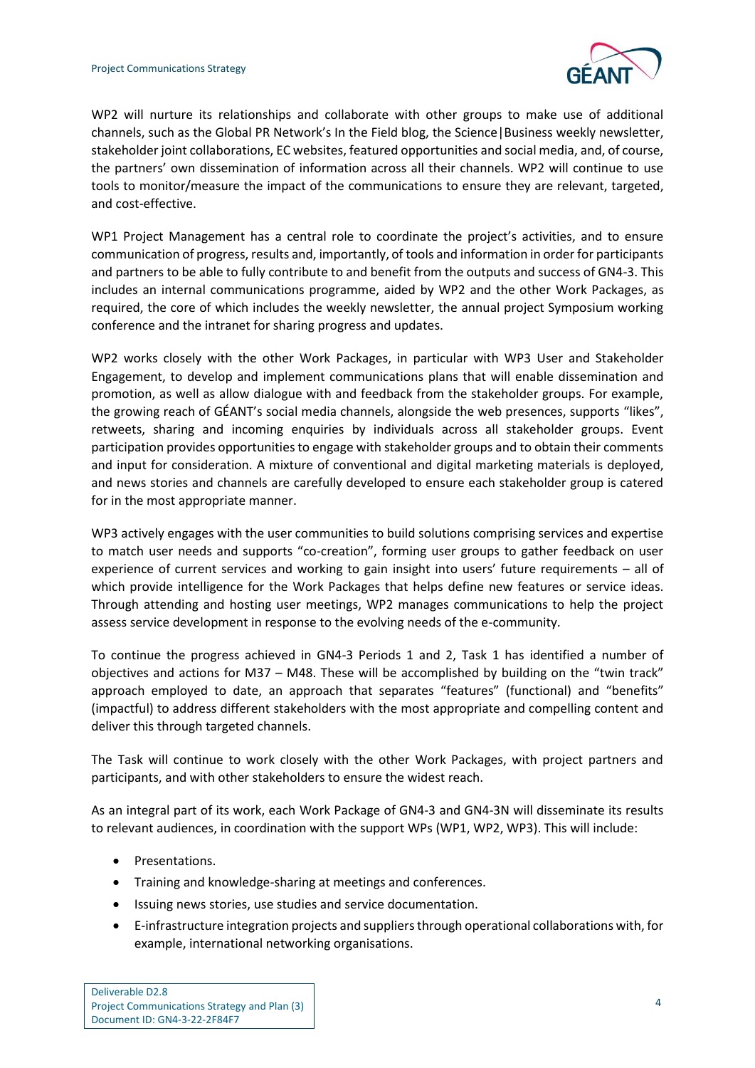WP2 will nurture its relationships and collaborate with other groups to make use of additional channels, such as the Global PR Network's In the Field blog, the Science|Business weekly newsletter, stakeholder joint collaborations, EC websites, featured opportunities and social media, and, of course, the partners' own dissemination of information across all their channels. WP2 will continue to use tools to monitor/measure the impact of the communications to ensure they are relevant, targeted, and cost-effective.

WP1 Project Management has a central role to coordinate the project's activities, and to ensure communication of progress, results and, importantly, of tools and information in order for participants and partners to be able to fully contribute to and benefit from the outputs and success of GN4-3. This includes an internal communications programme, aided by WP2 and the other Work Packages, as required, the core of which includes the weekly newsletter, the annual project Symposium working conference and the intranet for sharing progress and updates.

WP2 works closely with the other Work Packages, in particular with WP3 User and Stakeholder Engagement, to develop and implement communications plans that will enable dissemination and promotion, as well as allow dialogue with and feedback from the stakeholder groups. For example, the growing reach of GÉANT's social media channels, alongside the web presences, supports "likes", retweets, sharing and incoming enquiries by individuals across all stakeholder groups. Event participation provides opportunities to engage with stakeholder groups and to obtain their comments and input for consideration. A mixture of conventional and digital marketing materials is deployed, and news stories and channels are carefully developed to ensure each stakeholder group is catered for in the most appropriate manner.

WP3 actively engages with the user communities to build solutions comprising services and expertise to match user needs and supports "co-creation", forming user groups to gather feedback on user experience of current services and working to gain insight into users' future requirements – all of which provide intelligence for the Work Packages that helps define new features or service ideas. Through attending and hosting user meetings, WP2 manages communications to help the project assess service development in response to the evolving needs of the e-community.

To continue the progress achieved in GN4-3 Periods 1 and 2, Task 1 has identified a number of objectives and actions for M37 – M48. These will be accomplished by building on the "twin track" approach employed to date, an approach that separates "features" (functional) and "benefits" (impactful) to address different stakeholders with the most appropriate and compelling content and deliver this through targeted channels.

The Task will continue to work closely with the other Work Packages, with project partners and participants, and with other stakeholders to ensure the widest reach.

As an integral part of its work, each Work Package of GN4-3 and GN4-3N will disseminate its results to relevant audiences, in coordination with the support WPs (WP1, WP2, WP3). This will include:

- Presentations.
- Training and knowledge-sharing at meetings and conferences.
- Issuing news stories, use studies and service documentation.
- E-infrastructure integration projects and suppliers through operational collaborations with, for example, international networking organisations.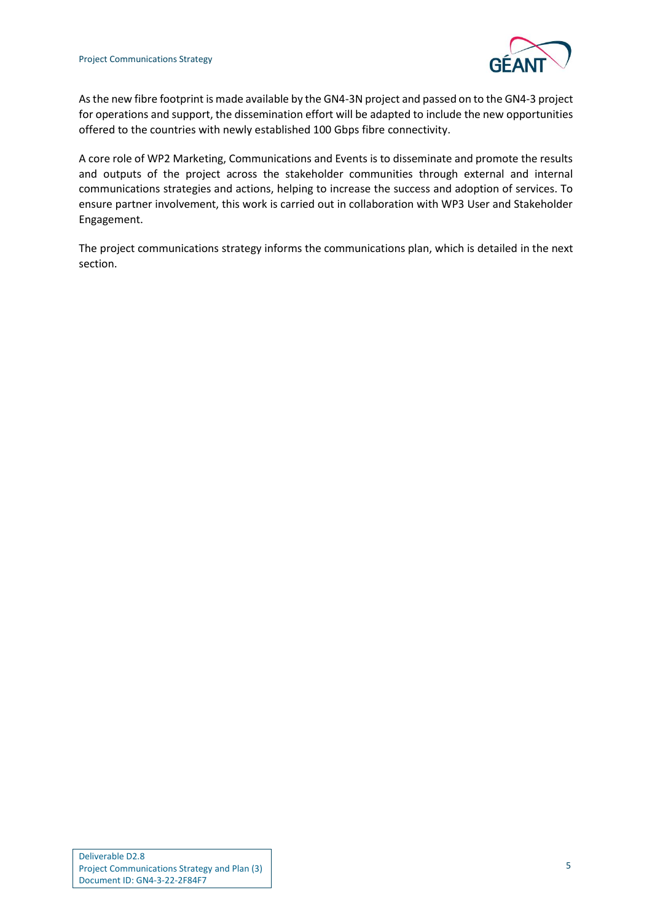As the new fibre footprint is made available by the GN4-3N project and passed on to the GN4-3 project for operations and support, the dissemination effort will be adapted to include the new opportunities offered to the countries with newly established 100 Gbps fibre connectivity.

A core role of WP2 Marketing, Communications and Events is to disseminate and promote the results and outputs of the project across the stakeholder communities through external and internal communications strategies and actions, helping to increase the success and adoption of services. To ensure partner involvement, this work is carried out in collaboration with WP3 User and Stakeholder Engagement.

The project communications strategy informs the communications plan, which is detailed in the next section.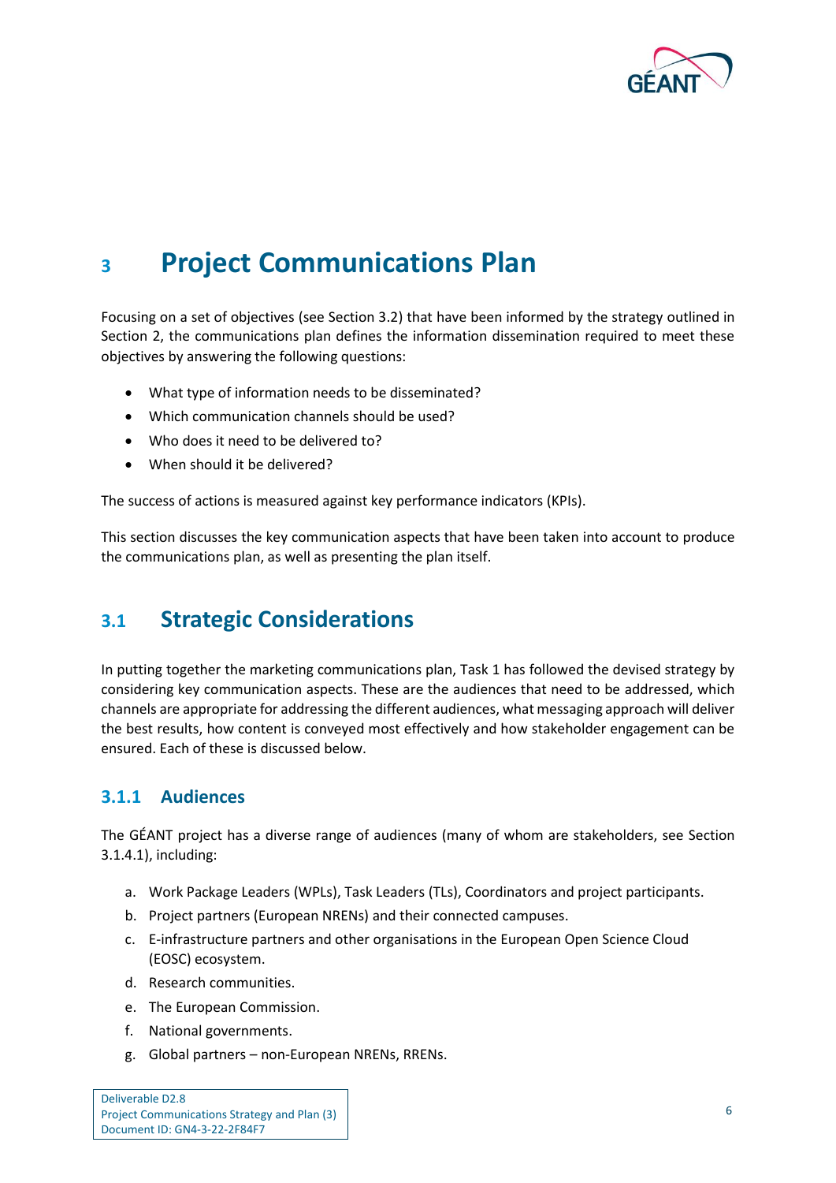# 3 Project Communications Plan

Focusing on a set of objectives (see Section 3.2) that have been informed by the strategy outlined in Section 2, the communications plan defines the information dissemination required to meet these objectives by answering the following questions:

- What type of information needs to be disseminated?
- Which communication channels should be used?
- Who does it need to be delivered to?
- When should it be delivered?

The success of actions is measured against key performance indicators (KPIs).

This section discusses the key communication aspects that have been taken into account to produce the communications plan, as well as presenting the plan itself.

## 3.1 Strategic Considerations

In putting together the marketing communications plan, Task 1 has followed the devised strategy by considering key communication aspects. These are the audiences that need to be addressed, which channels are appropriate for addressing the different audiences, what messaging approach will deliver the best results, how content is conveyed most effectively and how stakeholder engagement can be ensured. Each of these is discussed below.

### 3.1.1 Audiences

The GÉANT project has a diverse range of audiences (many of whom are stakeholders, see Section 3.1.4.1), including:

a. Work Package Leaders (WPLs), Task Leaders (TLs), Coordinators and project participants.
b. Project partners (European NRENs) and their connected campuses.
c. E-infrastructure partners and other organisations in the European Open Science Cloud (EOSC) ecosystem.
d. Research communities.
e. The European Commission.
f. National governments.
g. Global partners – non-European NRENs, RRENs.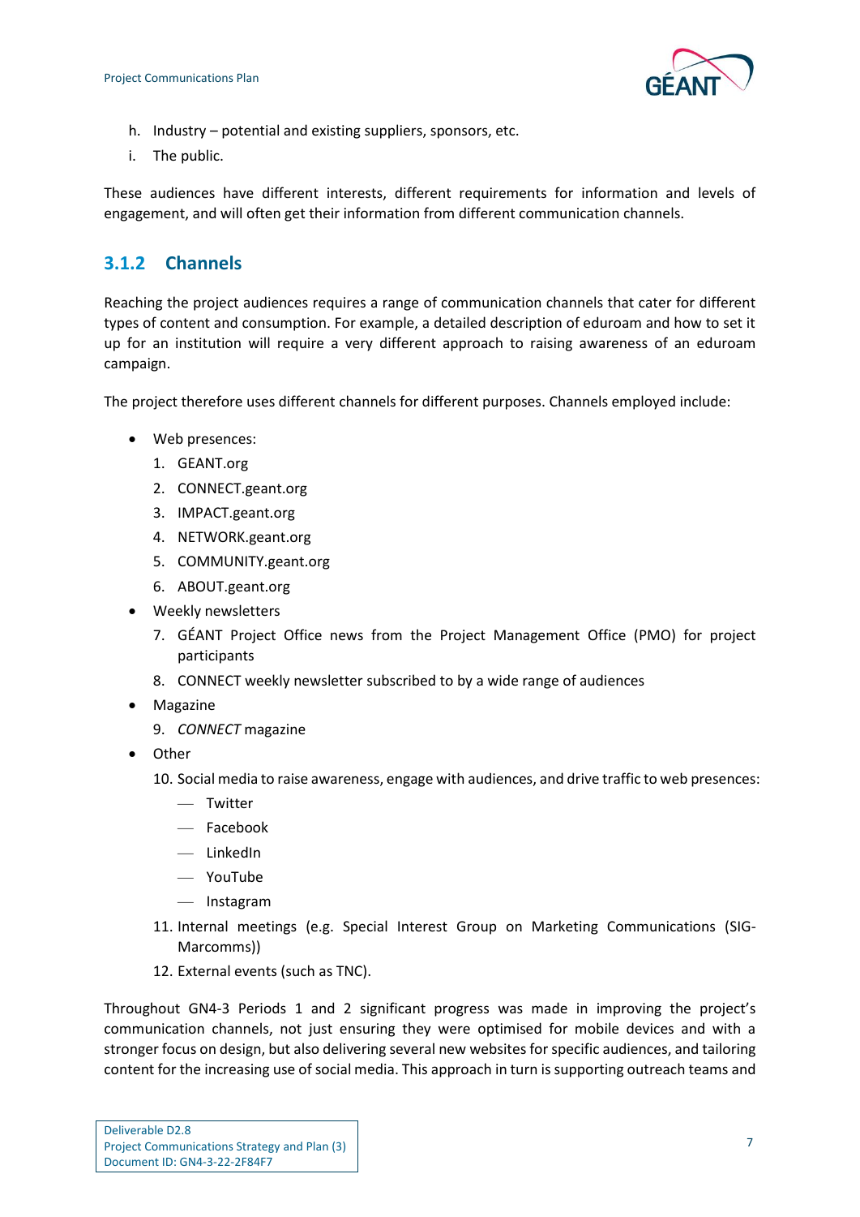h. Industry – potential and existing suppliers, sponsors, etc.
i. The public.

These audiences have different interests, different requirements for information and levels of engagement, and will often get their information from different communication channels.

### 3.1.2 Channels

Reaching the project audiences requires a range of communication channels that cater for different types of content and consumption. For example, a detailed description of eduroam and how to set it up for an institution will require a very different approach to raising awareness of an eduroam campaign.

The project therefore uses different channels for different purposes. Channels employed include:

- Web presences:
  1. GEANT.org
  2. CONNECT.geant.org
  3. IMPACT.geant.org
  4. NETWORK.geant.org
  5. COMMUNITY.geant.org
  6. ABOUT.geant.org
- Weekly newsletters
  7. GÉANT Project Office news from the Project Management Office (PMO) for project participants
  8. CONNECT weekly newsletter subscribed to by a wide range of audiences
- Magazine
  9. *CONNECT* magazine
- Other
  10. Social media to raise awareness, engage with audiences, and drive traffic to web presences:
      - Twitter
      - Facebook
      - LinkedIn
      - YouTube
      - Instagram
  11. Internal meetings (e.g. Special Interest Group on Marketing Communications (SIG-Marcomms))
  12. External events (such as TNC).

Throughout GN4-3 Periods 1 and 2 significant progress was made in improving the project's communication channels, not just ensuring they were optimised for mobile devices and with a stronger focus on design, but also delivering several new websites for specific audiences, and tailoring content for the increasing use of social media. This approach in turn is supporting outreach teams and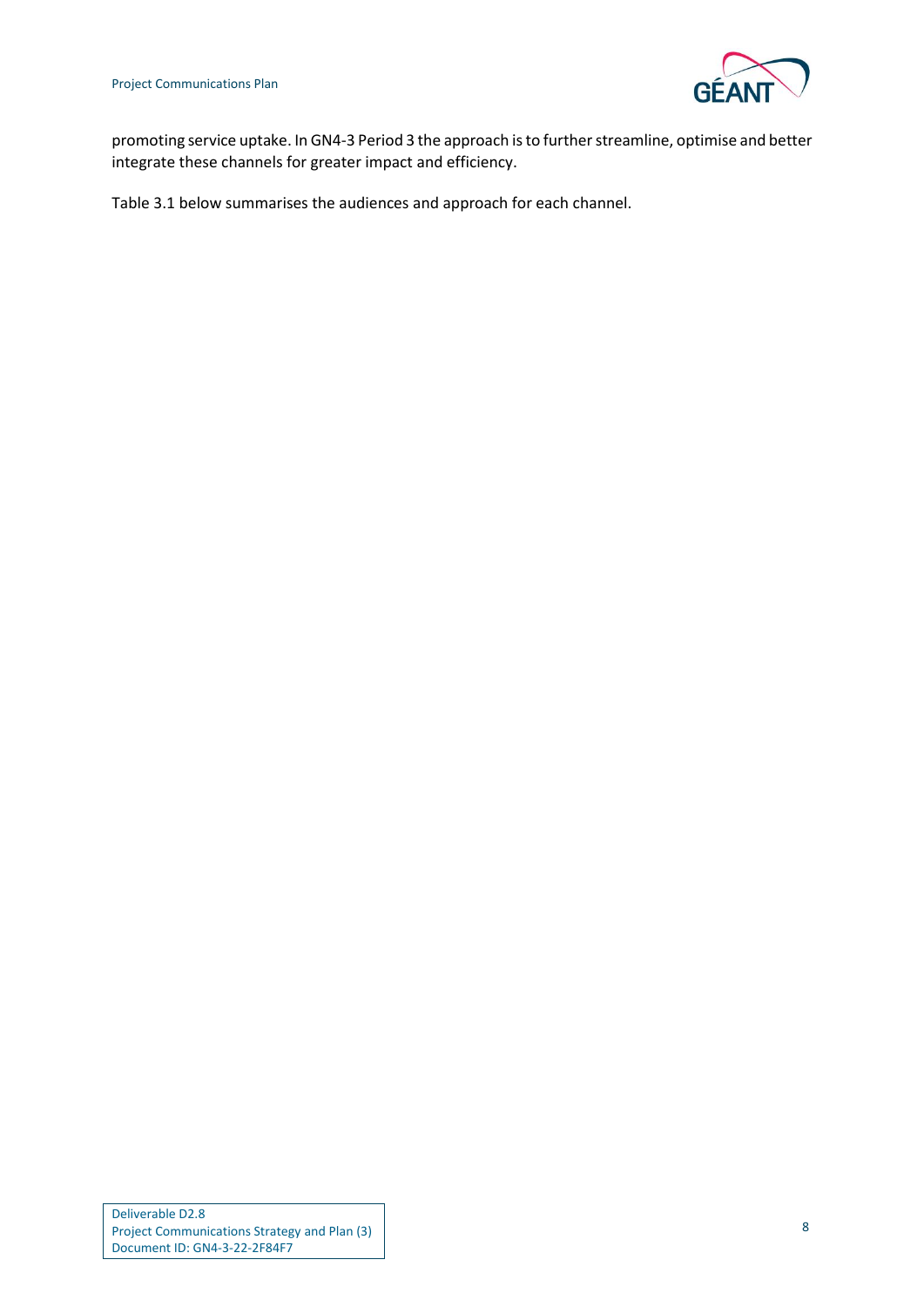promoting service uptake. In GN4-3 Period 3 the approach is to further streamline, optimise and better integrate these channels for greater impact and efficiency.

Table 3.1 below summarises the audiences and approach for each channel.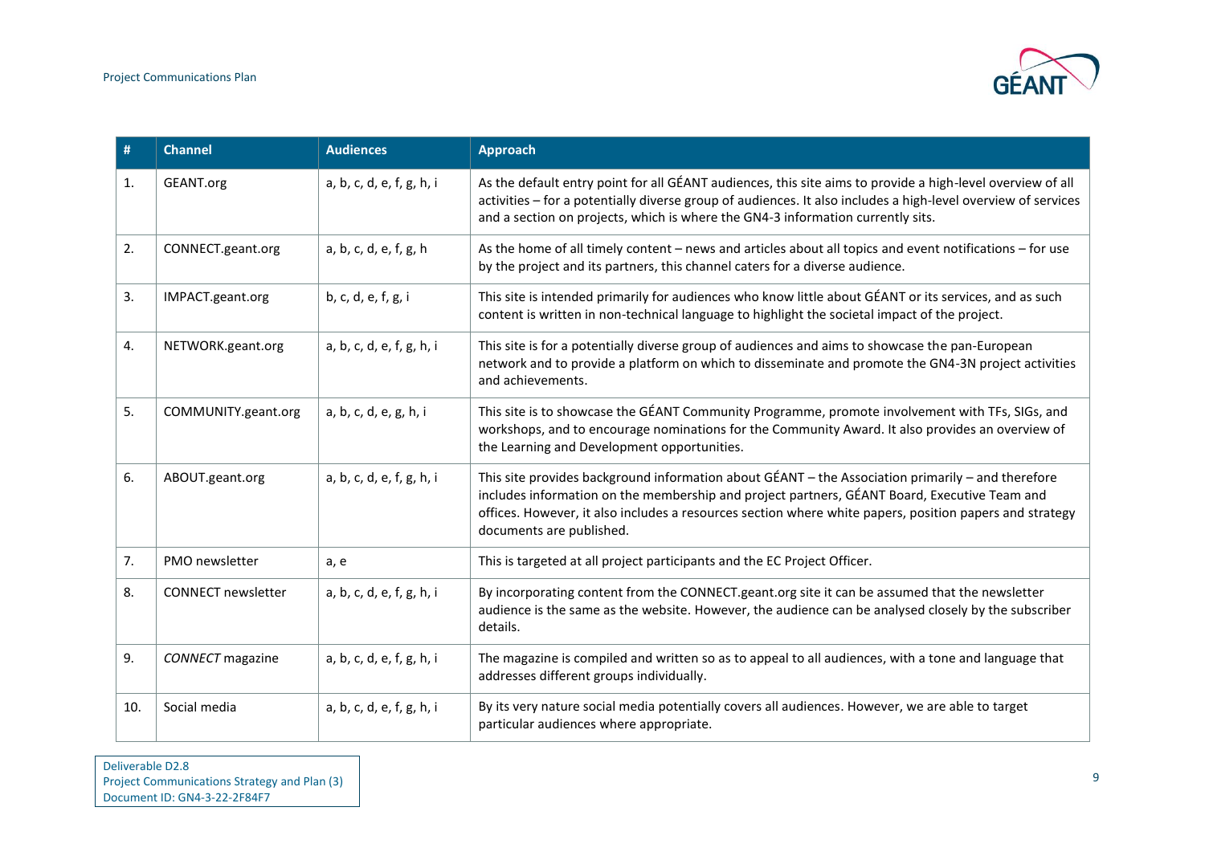| # | Channel | Audiences | Approach |
|---|---|---|---|
| 1. | GEANT.org | a, b, c, d, e, f, g, h, i | As the default entry point for all GÉANT audiences, this site aims to provide a high-level overview of all activities – for a potentially diverse group of audiences. It also includes a high-level overview of services and a section on projects, which is where the GN4-3 information currently sits. |
| 2. | CONNECT.geant.org | a, b, c, d, e, f, g, h | As the home of all timely content – news and articles about all topics and event notifications – for use by the project and its partners, this channel caters for a diverse audience. |
| 3. | IMPACT.geant.org | b, c, d, e, f, g, i | This site is intended primarily for audiences who know little about GÉANT or its services, and as such content is written in non-technical language to highlight the societal impact of the project. |
| 4. | NETWORK.geant.org | a, b, c, d, e, f, g, h, i | This site is for a potentially diverse group of audiences and aims to showcase the pan-European network and to provide a platform on which to disseminate and promote the GN4-3N project activities and achievements. |
| 5. | COMMUNITY.geant.org | a, b, c, d, e, g, h, i | This site is to showcase the GÉANT Community Programme, promote involvement with TFs, SIGs, and workshops, and to encourage nominations for the Community Award. It also provides an overview of the Learning and Development opportunities. |
| 6. | ABOUT.geant.org | a, b, c, d, e, f, g, h, i | This site provides background information about GÉANT – the Association primarily – and therefore includes information on the membership and project partners, GÉANT Board, Executive Team and offices. However, it also includes a resources section where white papers, position papers and strategy documents are published. |
| 7. | PMO newsletter | a, e | This is targeted at all project participants and the EC Project Officer. |
| 8. | CONNECT newsletter | a, b, c, d, e, f, g, h, i | By incorporating content from the CONNECT.geant.org site it can be assumed that the newsletter audience is the same as the website. However, the audience can be analysed closely by the subscriber details. |
| 9. | *CONNECT* magazine | a, b, c, d, e, f, g, h, i | The magazine is compiled and written so as to appeal to all audiences, with a tone and language that addresses different groups individually. |
| 10. | Social media | a, b, c, d, e, f, g, h, i | By its very nature social media potentially covers all audiences. However, we are able to target particular audiences where appropriate. |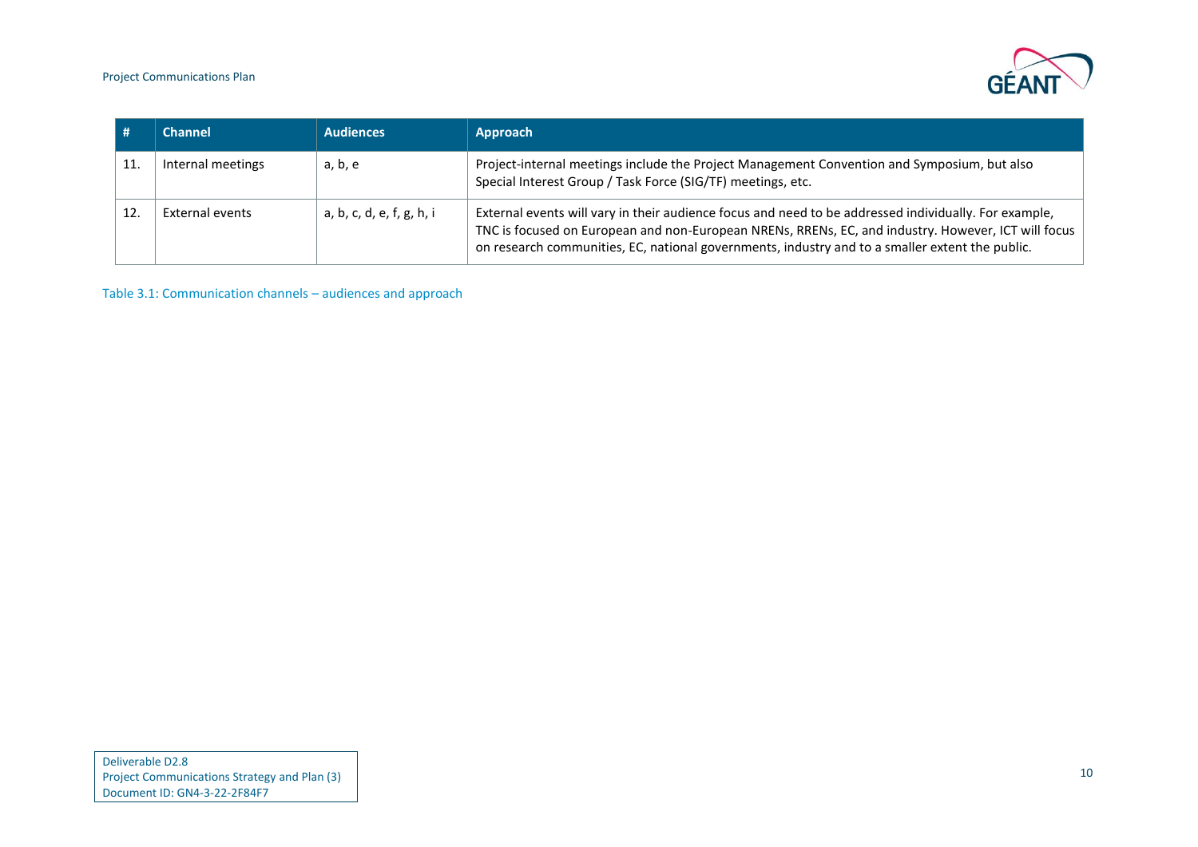| # | Channel | Audiences | Approach |
|---|---|---|---|
| 11. | Internal meetings | a, b, e | Project-internal meetings include the Project Management Convention and Symposium, but also Special Interest Group / Task Force (SIG/TF) meetings, etc. |
| 12. | External events | a, b, c, d, e, f, g, h, i | External events will vary in their audience focus and need to be addressed individually. For example, TNC is focused on European and non-European NRENs, RRENs, EC, and industry. However, ICT will focus on research communities, EC, national governments, industry and to a smaller extent the public. |

Table 3.1: Communication channels – audiences and approach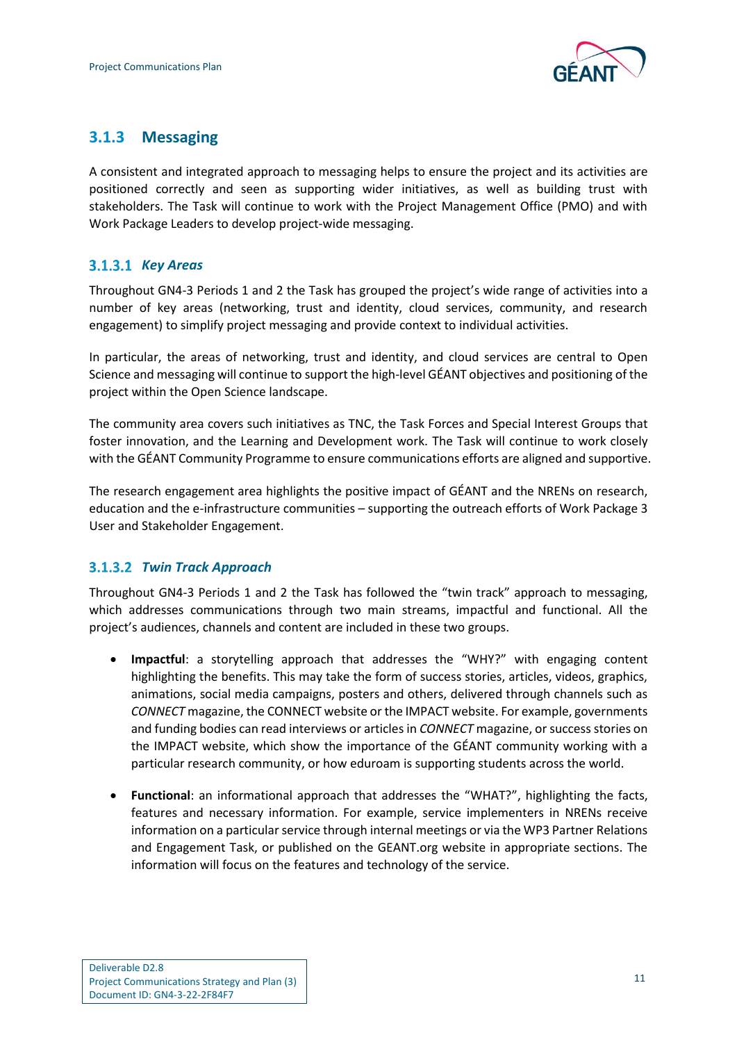### 3.1.3 Messaging

A consistent and integrated approach to messaging helps to ensure the project and its activities are positioned correctly and seen as supporting wider initiatives, as well as building trust with stakeholders. The Task will continue to work with the Project Management Office (PMO) and with Work Package Leaders to develop project-wide messaging.

#### 3.1.3.1 *Key Areas*

Throughout GN4-3 Periods 1 and 2 the Task has grouped the project's wide range of activities into a number of key areas (networking, trust and identity, cloud services, community, and research engagement) to simplify project messaging and provide context to individual activities.

In particular, the areas of networking, trust and identity, and cloud services are central to Open Science and messaging will continue to support the high-level GÉANT objectives and positioning of the project within the Open Science landscape.

The community area covers such initiatives as TNC, the Task Forces and Special Interest Groups that foster innovation, and the Learning and Development work. The Task will continue to work closely with the GÉANT Community Programme to ensure communications efforts are aligned and supportive.

The research engagement area highlights the positive impact of GÉANT and the NRENs on research, education and the e-infrastructure communities – supporting the outreach efforts of Work Package 3 User and Stakeholder Engagement.

#### 3.1.3.2 *Twin Track Approach*

Throughout GN4-3 Periods 1 and 2 the Task has followed the "twin track" approach to messaging, which addresses communications through two main streams, impactful and functional. All the project's audiences, channels and content are included in these two groups.

- **Impactful**: a storytelling approach that addresses the "WHY?" with engaging content highlighting the benefits. This may take the form of success stories, articles, videos, graphics, animations, social media campaigns, posters and others, delivered through channels such as *CONNECT* magazine, the CONNECT website or the IMPACT website. For example, governments and funding bodies can read interviews or articles in *CONNECT* magazine, or success stories on the IMPACT website, which show the importance of the GÉANT community working with a particular research community, or how eduroam is supporting students across the world.
- **Functional**: an informational approach that addresses the "WHAT?", highlighting the facts, features and necessary information. For example, service implementers in NRENs receive information on a particular service through internal meetings or via the WP3 Partner Relations and Engagement Task, or published on the GEANT.org website in appropriate sections. The information will focus on the features and technology of the service.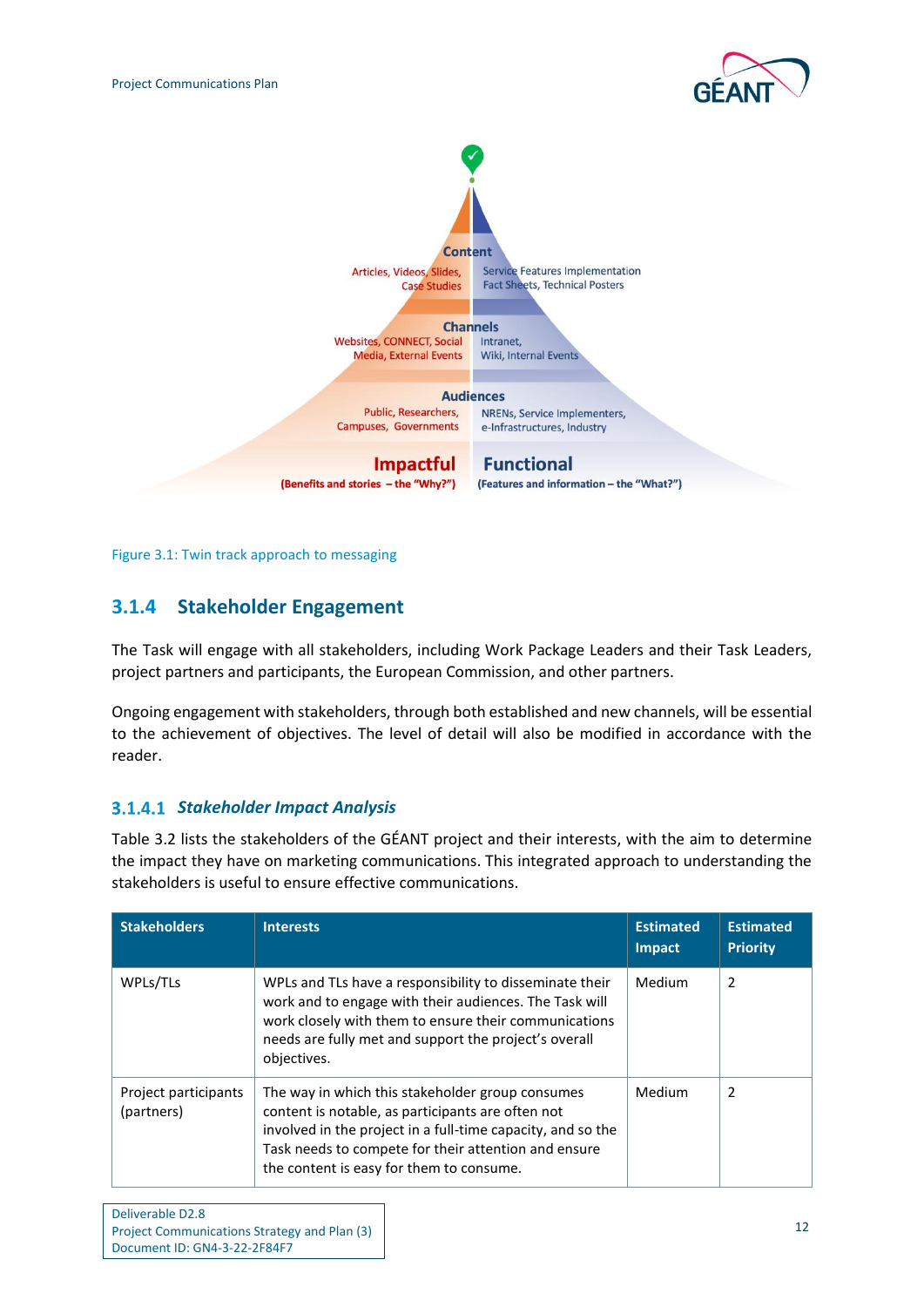Content

Articles, Videos, Slides, Case Studies

Service Features Implementation Fact Sheets, Technical Posters

Channels

Websites, CONNECT, Social Media, External Events

Intranet, Wiki, Internal Events

Audiences

Public, Researchers, Campuses, Governments

NRENs, Service Implementers, e-Infrastructures, Industry

**Impactful** (Benefits and stories – the "Why?")

**Functional** (Features and information – the "What?")

Figure 3.1: Twin track approach to messaging

### 3.1.4 Stakeholder Engagement

The Task will engage with all stakeholders, including Work Package Leaders and their Task Leaders, project partners and participants, the European Commission, and other partners.

Ongoing engagement with stakeholders, through both established and new channels, will be essential to the achievement of objectives. The level of detail will also be modified in accordance with the reader.

#### 3.1.4.1 *Stakeholder Impact Analysis*

Table 3.2 lists the stakeholders of the GÉANT project and their interests, with the aim to determine the impact they have on marketing communications. This integrated approach to understanding the stakeholders is useful to ensure effective communications.

| Stakeholders | Interests | Estimated Impact | Estimated Priority |
|---|---|---|---|
| WPLs/TLs | WPLs and TLs have a responsibility to disseminate their work and to engage with their audiences. The Task will work closely with them to ensure their communications needs are fully met and support the project's overall objectives. | Medium | 2 |
| Project participants (partners) | The way in which this stakeholder group consumes content is notable, as participants are often not involved in the project in a full-time capacity, and so the Task needs to compete for their attention and ensure the content is easy for them to consume. | Medium | 2 |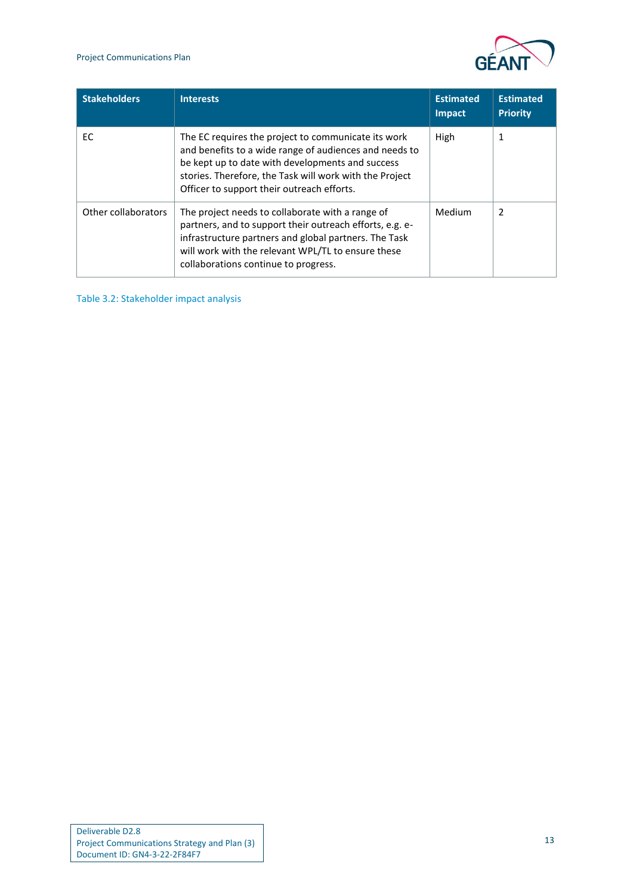| Stakeholders | Interests | Estimated Impact | Estimated Priority |
|---|---|---|---|
| EC | The EC requires the project to communicate its work and benefits to a wide range of audiences and needs to be kept up to date with developments and success stories. Therefore, the Task will work with the Project Officer to support their outreach efforts. | High | 1 |
| Other collaborators | The project needs to collaborate with a range of partners, and to support their outreach efforts, e.g. e-infrastructure partners and global partners. The Task will work with the relevant WPL/TL to ensure these collaborations continue to progress. | Medium | 2 |

Table 3.2: Stakeholder impact analysis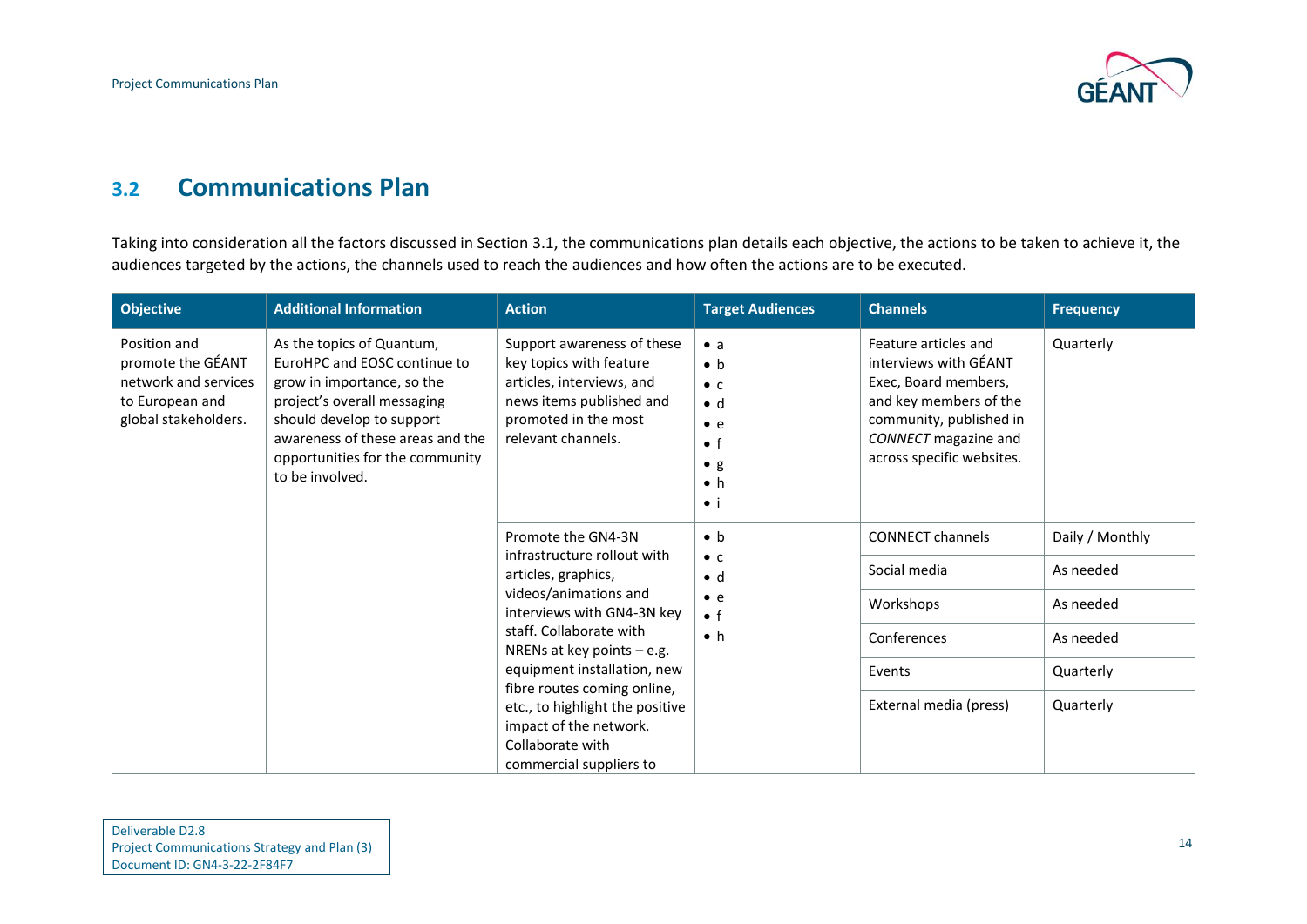## 3.2 Communications Plan

Taking into consideration all the factors discussed in Section 3.1, the communications plan details each objective, the actions to be taken to achieve it, the audiences targeted by the actions, the channels used to reach the audiences and how often the actions are to be executed.

| Objective | Additional Information | Action | Target Audiences | Channels | Frequency |
|---|---|---|---|---|---|
| Position and promote the GÉANT network and services to European and global stakeholders. | As the topics of Quantum, EuroHPC and EOSC continue to grow in importance, so the project's overall messaging should develop to support awareness of these areas and the opportunities for the community to be involved. | Support awareness of these key topics with feature articles, interviews, and news items published and promoted in the most relevant channels. | • a<br>• b<br>• c<br>• d<br>• e<br>• f<br>• g<br>• h<br>• i | Feature articles and interviews with GÉANT Exec, Board members, and key members of the community, published in *CONNECT* magazine and across specific websites. | Quarterly |
| | | Promote the GN4-3N infrastructure rollout with articles, graphics, videos/animations and interviews with GN4-3N key staff. Collaborate with NRENs at key points – e.g. equipment installation, new fibre routes coming online, etc., to highlight the positive impact of the network. Collaborate with commercial suppliers to | • b<br>• c<br>• d<br>• e<br>• f<br>• h | CONNECT channels | Daily / Monthly |
| | | | | Social media | As needed |
| | | | | Workshops | As needed |
| | | | | Conferences | As needed |
| | | | | Events | Quarterly |
| | | | | External media (press) | Quarterly |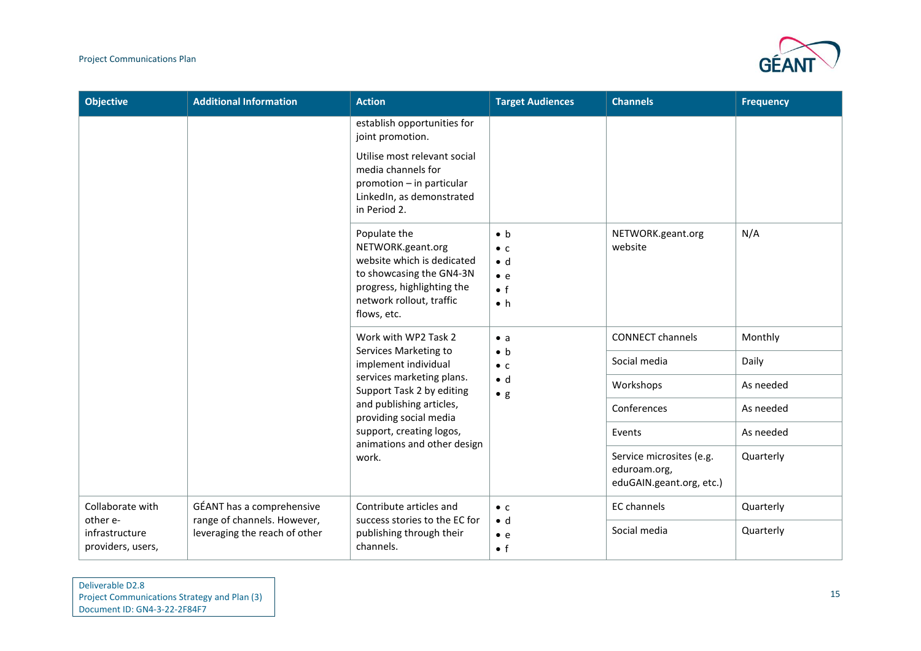| Objective | Additional Information | Action | Target Audiences | Channels | Frequency |
|---|---|---|---|---|---|
| | | establish opportunities for joint promotion.<br><br>Utilise most relevant social media channels for promotion – in particular LinkedIn, as demonstrated in Period 2. | | | |
| | | Populate the NETWORK.geant.org website which is dedicated to showcasing the GN4-3N progress, highlighting the network rollout, traffic flows, etc. | • b<br>• c<br>• d<br>• e<br>• f<br>• h | NETWORK.geant.org website | N/A |
| | | Work with WP2 Task 2 Services Marketing to implement individual services marketing plans. Support Task 2 by editing and publishing articles, providing social media support, creating logos, animations and other design work. | • a<br>• b<br>• c<br>• d<br>• g | CONNECT channels | Monthly |
| | | | | Social media | Daily |
| | | | | Workshops | As needed |
| | | | | Conferences | As needed |
| | | | | Events | As needed |
| | | | | Service microsites (e.g. eduroam.org, eduGAIN.geant.org, etc.) | Quarterly |
| Collaborate with other e-infrastructure providers, users, | GÉANT has a comprehensive range of channels. However, leveraging the reach of other | Contribute articles and success stories to the EC for publishing through their channels. | • c<br>• d<br>• e<br>• f | EC channels | Quarterly |
| | | | | Social media | Quarterly |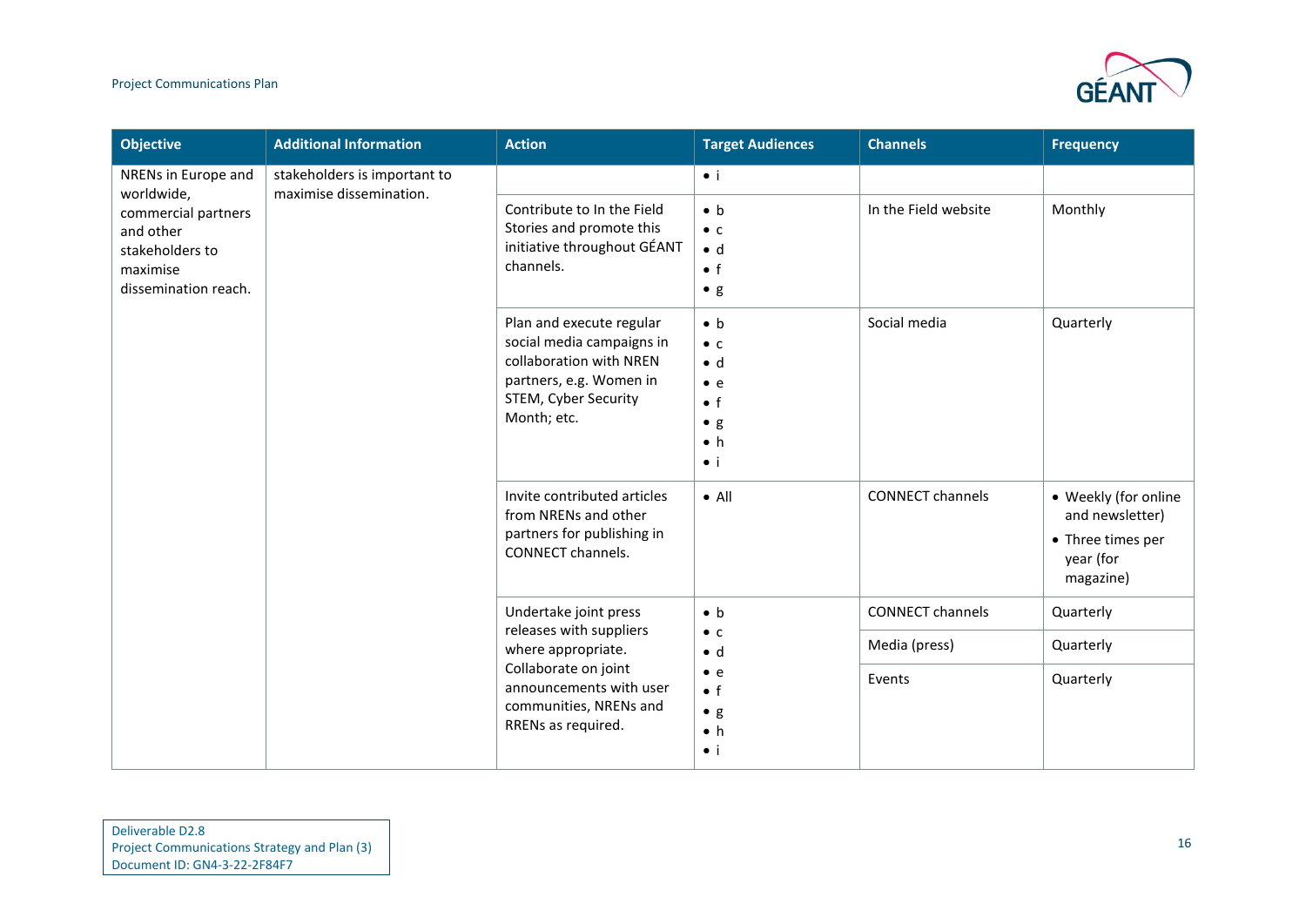| Objective | Additional Information | Action | Target Audiences | Channels | Frequency |
|---|---|---|---|---|---|
| NRENs in Europe and worldwide, commercial partners and other stakeholders to maximise dissemination reach. | stakeholders is important to maximise dissemination. | | • i | | |
| | | Contribute to In the Field Stories and promote this initiative throughout GÉANT channels. | • b<br>• c<br>• d<br>• f<br>• g | In the Field website | Monthly |
| | | Plan and execute regular social media campaigns in collaboration with NREN partners, e.g. Women in STEM, Cyber Security Month; etc. | • b<br>• c<br>• d<br>• e<br>• f<br>• g<br>• h<br>• i | Social media | Quarterly |
| | | Invite contributed articles from NRENs and other partners for publishing in CONNECT channels. | • All | CONNECT channels | • Weekly (for online and newsletter)<br>• Three times per year (for magazine) |
| | | Undertake joint press releases with suppliers where appropriate. Collaborate on joint announcements with user communities, NRENs and RRENs as required. | • b<br>• c<br>• d<br>• e<br>• f<br>• g<br>• h<br>• i | CONNECT channels | Quarterly |
| | | | | Media (press) | Quarterly |
| | | | | Events | Quarterly |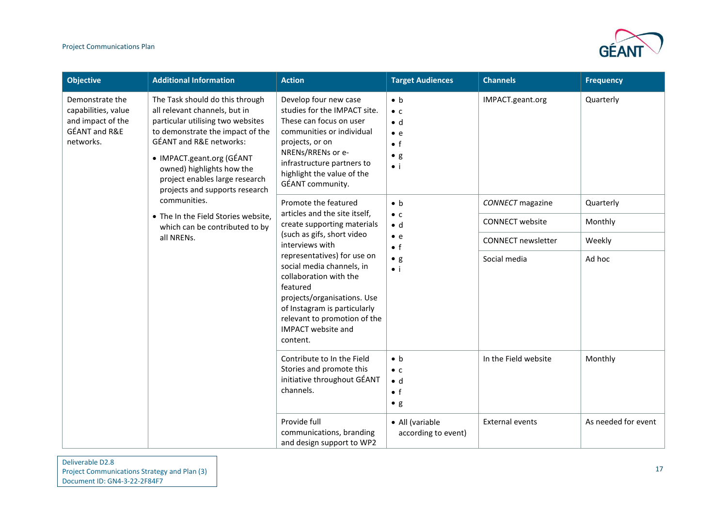| Objective | Additional Information | Action | Target Audiences | Channels | Frequency |
|---|---|---|---|---|---|
| Demonstrate the capabilities, value and impact of the GÉANT and R&E networks. | The Task should do this through all relevant channels, but in particular utilising two websites to demonstrate the impact of the GÉANT and R&E networks: <br>• IMPACT.geant.org (GÉANT owned) highlights how the project enables large research projects and supports research communities. <br>• The In the Field Stories website, which can be contributed to by all NRENs. | Develop four new case studies for the IMPACT site. These can focus on user communities or individual projects, or on NRENs/RRENs or e-infrastructure partners to highlight the value of the GÉANT community. | • b <br>• c <br>• d <br>• e <br>• f <br>• g <br>• i | IMPACT.geant.org | Quarterly |
| | | Promote the featured articles and the site itself, create supporting materials (such as gifs, short video interviews with representatives) for use on social media channels, in collaboration with the featured projects/organisations. Use of Instagram is particularly relevant to promotion of the IMPACT website and content. | • b <br>• c <br>• d <br>• e <br>• f <br>• g <br>• i | *CONNECT* magazine | Quarterly |
| | | | | CONNECT website | Monthly |
| | | | | CONNECT newsletter | Weekly |
| | | | | Social media | Ad hoc |
| | | Contribute to In the Field Stories and promote this initiative throughout GÉANT channels. | • b <br>• c <br>• d <br>• f <br>• g | In the Field website | Monthly |
| | | Provide full communications, branding and design support to WP2 | • All (variable according to event) | External events | As needed for event |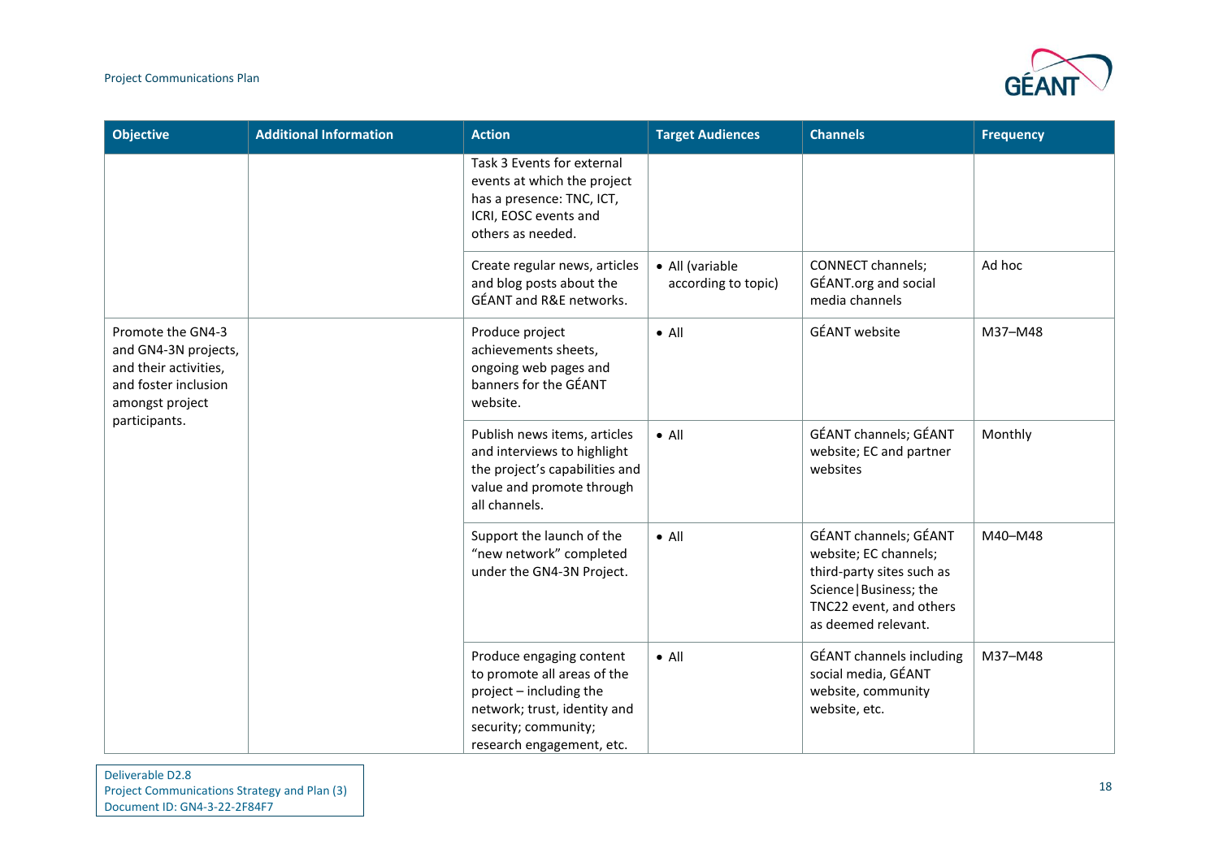| Objective | Additional Information | Action | Target Audiences | Channels | Frequency |
|---|---|---|---|---|---|
| | | Task 3 Events for external events at which the project has a presence: TNC, ICT, ICRI, EOSC events and others as needed. | | | |
| | | Create regular news, articles and blog posts about the GÉANT and R&E networks. | • All (variable according to topic) | CONNECT channels; GÉANT.org and social media channels | Ad hoc |
| Promote the GN4-3 and GN4-3N projects, and their activities, and foster inclusion amongst project participants. | | Produce project achievements sheets, ongoing web pages and banners for the GÉANT website. | • All | GÉANT website | M37–M48 |
| | | Publish news items, articles and interviews to highlight the project's capabilities and value and promote through all channels. | • All | GÉANT channels; GÉANT website; EC and partner websites | Monthly |
| | | Support the launch of the "new network" completed under the GN4-3N Project. | • All | GÉANT channels; GÉANT website; EC channels; third-party sites such as Science\|Business; the TNC22 event, and others as deemed relevant. | M40–M48 |
| | | Produce engaging content to promote all areas of the project – including the network; trust, identity and security; community; research engagement, etc. | • All | GÉANT channels including social media, GÉANT website, community website, etc. | M37–M48 |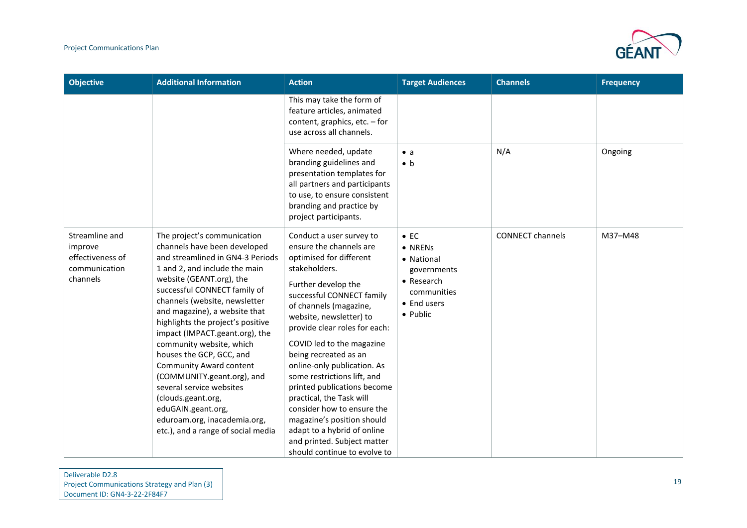| Objective | Additional Information | Action | Target Audiences | Channels | Frequency |
|---|---|---|---|---|---|
| | | This may take the form of feature articles, animated content, graphics, etc. – for use across all channels. | | | |
| | | Where needed, update branding guidelines and presentation templates for all partners and participants to use, to ensure consistent branding and practice by project participants. | • a<br>• b | N/A | Ongoing |
| Streamline and improve effectiveness of communication channels | The project's communication channels have been developed and streamlined in GN4-3 Periods 1 and 2, and include the main website (GEANT.org), the successful CONNECT family of channels (website, newsletter and magazine), a website that highlights the project's positive impact (IMPACT.geant.org), the community website, which houses the GCP, GCC, and Community Award content (COMMUNITY.geant.org), and several service websites (clouds.geant.org, eduGAIN.geant.org, eduroam.org, inacademia.org, etc.), and a range of social media | Conduct a user survey to ensure the channels are optimised for different stakeholders.<br><br>Further develop the successful CONNECT family of channels (magazine, website, newsletter) to provide clear roles for each:<br><br>COVID led to the magazine being recreated as an online-only publication. As some restrictions lift, and printed publications become practical, the Task will consider how to ensure the magazine's position should adapt to a hybrid of online and printed. Subject matter should continue to evolve to | • EC<br>• NRENs<br>• National governments<br>• Research communities<br>• End users<br>• Public | CONNECT channels | M37–M48 |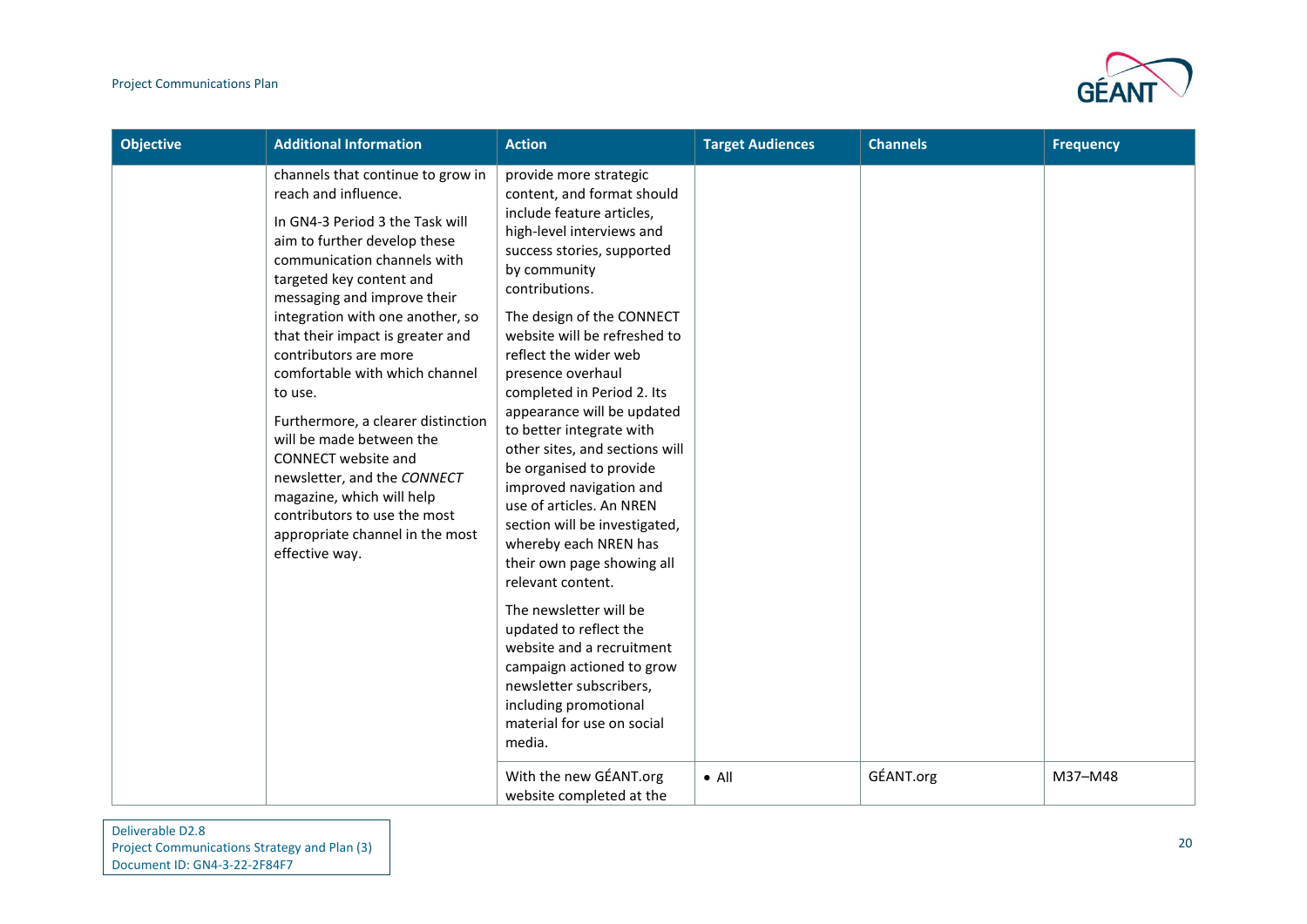| Objective | Additional Information | Action | Target Audiences | Channels | Frequency |
|---|---|---|---|---|---|
| | channels that continue to grow in reach and influence.<br><br>In GN4-3 Period 3 the Task will aim to further develop these communication channels with targeted key content and messaging and improve their integration with one another, so that their impact is greater and contributors are more comfortable with which channel to use.<br><br>Furthermore, a clearer distinction will be made between the CONNECT website and newsletter, and the *CONNECT* magazine, which will help contributors to use the most appropriate channel in the most effective way. | provide more strategic content, and format should include feature articles, high-level interviews and success stories, supported by community contributions.<br><br>The design of the CONNECT website will be refreshed to reflect the wider web presence overhaul completed in Period 2. Its appearance will be updated to better integrate with other sites, and sections will be organised to provide improved navigation and use of articles. An NREN section will be investigated, whereby each NREN has their own page showing all relevant content.<br><br>The newsletter will be updated to reflect the website and a recruitment campaign actioned to grow newsletter subscribers, including promotional material for use on social media. | | | |
| | | With the new GÉANT.org website completed at the | • All | GÉANT.org | M37–M48 |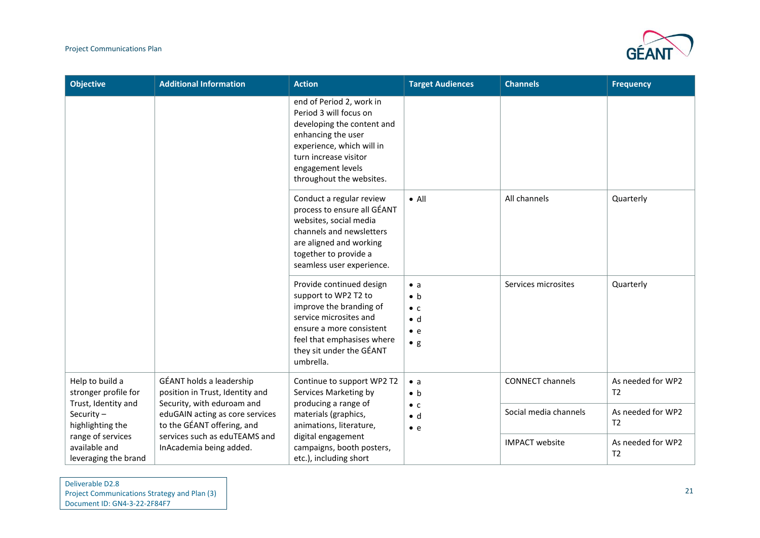| Objective | Additional Information | Action | Target Audiences | Channels | Frequency |
|---|---|---|---|---|---|
| | | end of Period 2, work in Period 3 will focus on developing the content and enhancing the user experience, which will in turn increase visitor engagement levels throughout the websites. | | | |
| | | Conduct a regular review process to ensure all GÉANT websites, social media channels and newsletters are aligned and working together to provide a seamless user experience. | • All | All channels | Quarterly |
| | | Provide continued design support to WP2 T2 to improve the branding of service microsites and ensure a more consistent feel that emphasises where they sit under the GÉANT umbrella. | • a<br>• b<br>• c<br>• d<br>• e<br>• g | Services microsites | Quarterly |
| Help to build a stronger profile for Trust, Identity and Security – highlighting the range of services available and leveraging the brand | GÉANT holds a leadership position in Trust, Identity and Security, with eduroam and eduGAIN acting as core services to the GÉANT offering, and services such as eduTEAMS and InAcademia being added. | Continue to support WP2 T2 Services Marketing by producing a range of materials (graphics, animations, literature, digital engagement campaigns, booth posters, etc.), including short | • a<br>• b<br>• c<br>• d<br>• e | CONNECT channels | As needed for WP2 T2 |
| | | | | Social media channels | As needed for WP2 T2 |
| | | | | IMPACT website | As needed for WP2 T2 |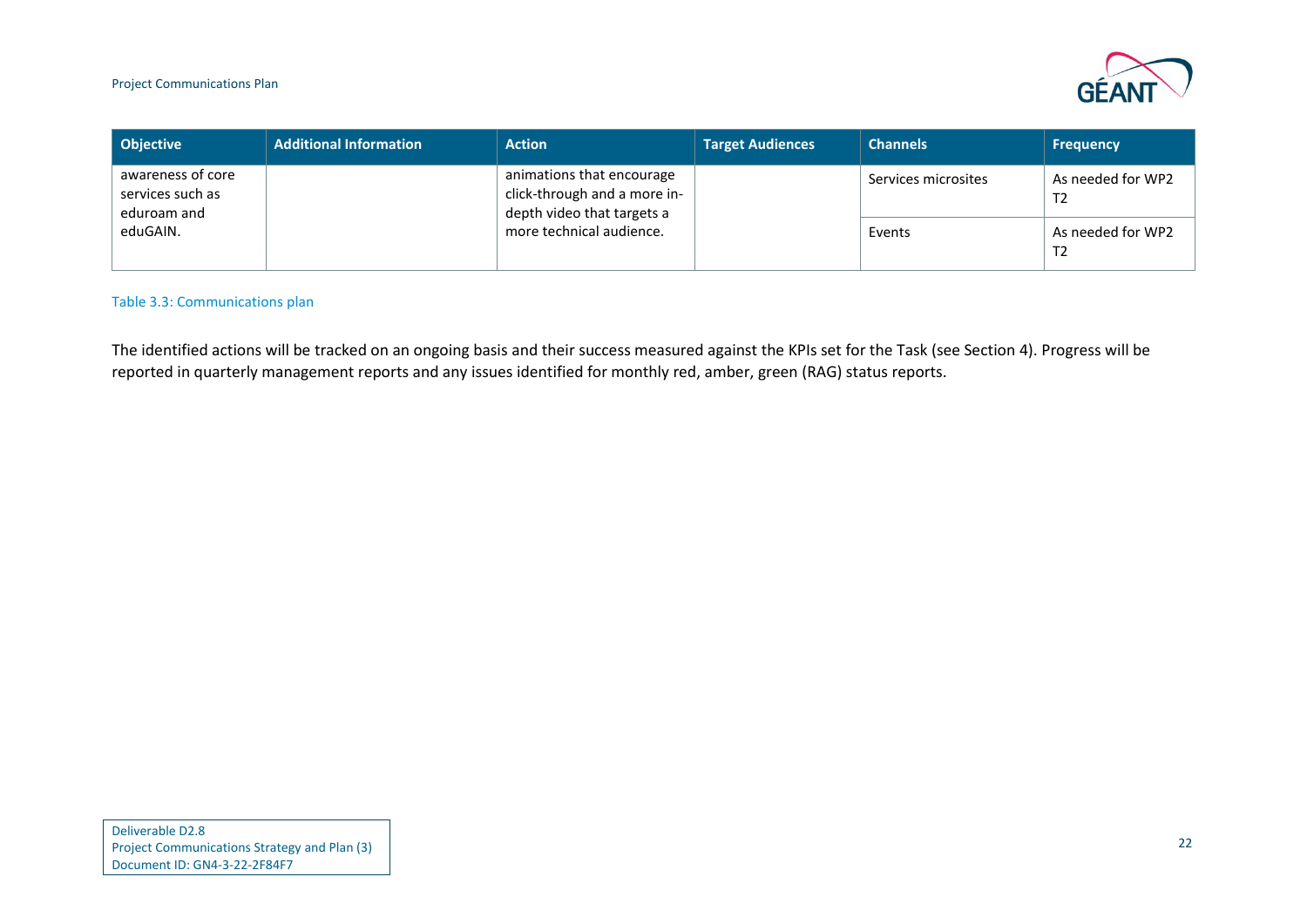| Objective | Additional Information | Action | Target Audiences | Channels | Frequency |
|---|---|---|---|---|---|
| awareness of core services such as eduroam and eduGAIN. | | animations that encourage click-through and a more in-depth video that targets a more technical audience. | | Services microsites | As needed for WP2 T2 |
| | | | | Events | As needed for WP2 T2 |

Table 3.3: Communications plan

The identified actions will be tracked on an ongoing basis and their success measured against the KPIs set for the Task (see Section 4). Progress will be reported in quarterly management reports and any issues identified for monthly red, amber, green (RAG) status reports.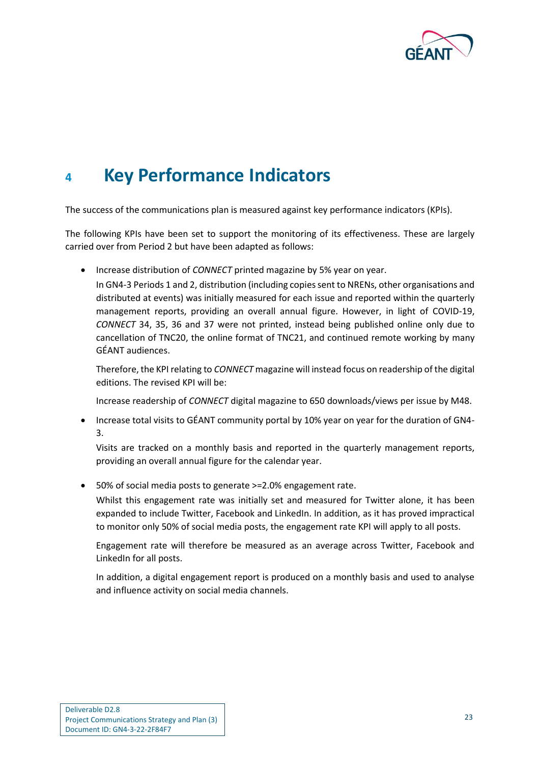# 4 Key Performance Indicators

The success of the communications plan is measured against key performance indicators (KPIs).

The following KPIs have been set to support the monitoring of its effectiveness. These are largely carried over from Period 2 but have been adapted as follows:

- Increase distribution of *CONNECT* printed magazine by 5% year on year.

  In GN4-3 Periods 1 and 2, distribution (including copies sent to NRENs, other organisations and distributed at events) was initially measured for each issue and reported within the quarterly management reports, providing an overall annual figure. However, in light of COVID-19, *CONNECT* 34, 35, 36 and 37 were not printed, instead being published online only due to cancellation of TNC20, the online format of TNC21, and continued remote working by many GÉANT audiences.

  Therefore, the KPI relating to *CONNECT* magazine will instead focus on readership of the digital editions. The revised KPI will be:

  Increase readership of *CONNECT* digital magazine to 650 downloads/views per issue by M48.

- Increase total visits to GÉANT community portal by 10% year on year for the duration of GN4-3.

  Visits are tracked on a monthly basis and reported in the quarterly management reports, providing an overall annual figure for the calendar year.

- 50% of social media posts to generate >=2.0% engagement rate.

  Whilst this engagement rate was initially set and measured for Twitter alone, it has been expanded to include Twitter, Facebook and LinkedIn. In addition, as it has proved impractical to monitor only 50% of social media posts, the engagement rate KPI will apply to all posts.

  Engagement rate will therefore be measured as an average across Twitter, Facebook and LinkedIn for all posts.

  In addition, a digital engagement report is produced on a monthly basis and used to analyse and influence activity on social media channels.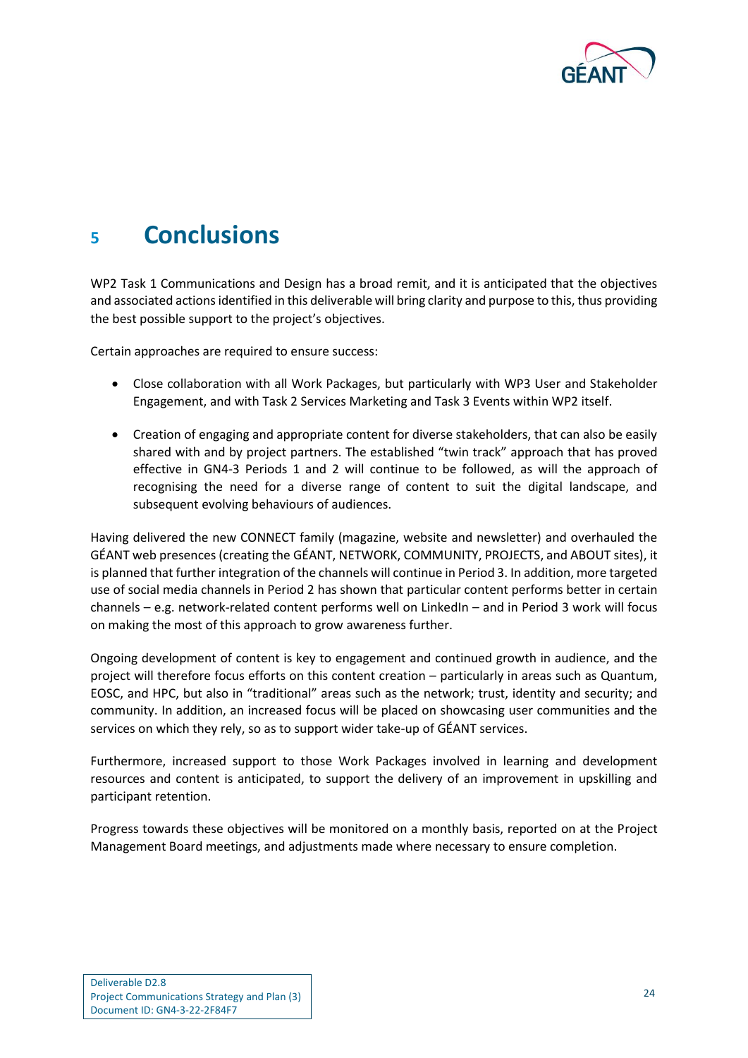# 5 Conclusions

WP2 Task 1 Communications and Design has a broad remit, and it is anticipated that the objectives and associated actions identified in this deliverable will bring clarity and purpose to this, thus providing the best possible support to the project's objectives.

Certain approaches are required to ensure success:

- Close collaboration with all Work Packages, but particularly with WP3 User and Stakeholder Engagement, and with Task 2 Services Marketing and Task 3 Events within WP2 itself.

- Creation of engaging and appropriate content for diverse stakeholders, that can also be easily shared with and by project partners. The established "twin track" approach that has proved effective in GN4-3 Periods 1 and 2 will continue to be followed, as will the approach of recognising the need for a diverse range of content to suit the digital landscape, and subsequent evolving behaviours of audiences.

Having delivered the new CONNECT family (magazine, website and newsletter) and overhauled the GÉANT web presences (creating the GÉANT, NETWORK, COMMUNITY, PROJECTS, and ABOUT sites), it is planned that further integration of the channels will continue in Period 3. In addition, more targeted use of social media channels in Period 2 has shown that particular content performs better in certain channels – e.g. network-related content performs well on LinkedIn – and in Period 3 work will focus on making the most of this approach to grow awareness further.

Ongoing development of content is key to engagement and continued growth in audience, and the project will therefore focus efforts on this content creation – particularly in areas such as Quantum, EOSC, and HPC, but also in "traditional" areas such as the network; trust, identity and security; and community. In addition, an increased focus will be placed on showcasing user communities and the services on which they rely, so as to support wider take-up of GÉANT services.

Furthermore, increased support to those Work Packages involved in learning and development resources and content is anticipated, to support the delivery of an improvement in upskilling and participant retention.

Progress towards these objectives will be monitored on a monthly basis, reported on at the Project Management Board meetings, and adjustments made where necessary to ensure completion.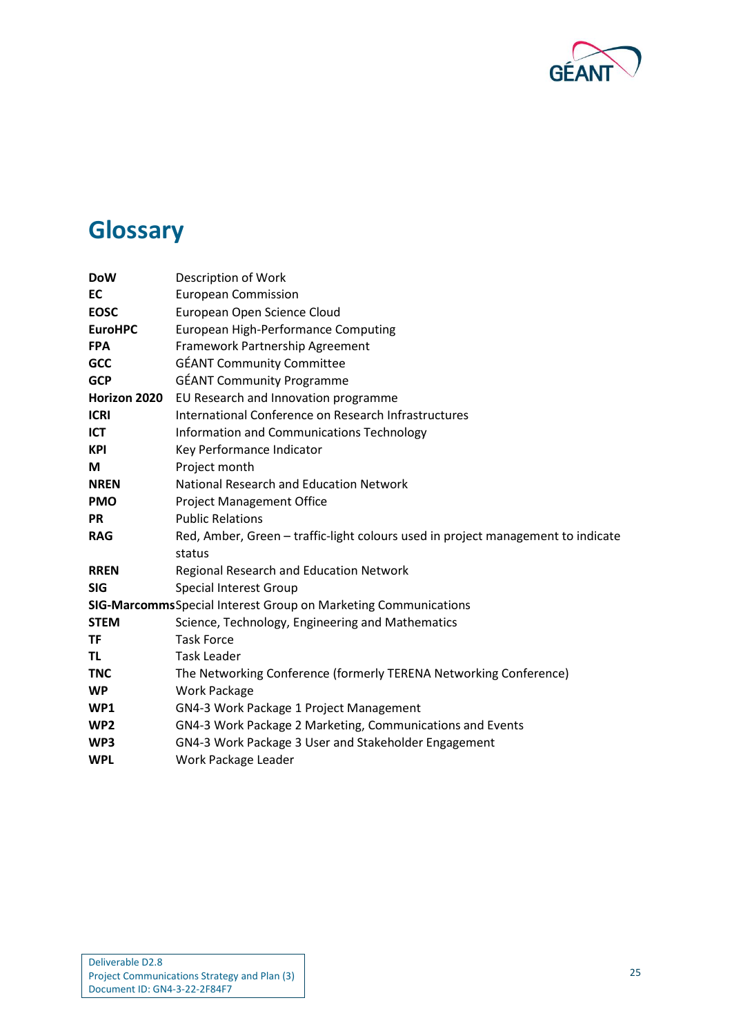# Glossary

| | |
|---|---|
| **DoW** | Description of Work |
| **EC** | European Commission |
| **EOSC** | European Open Science Cloud |
| **EuroHPC** | European High-Performance Computing |
| **FPA** | Framework Partnership Agreement |
| **GCC** | GÉANT Community Committee |
| **GCP** | GÉANT Community Programme |
| **Horizon 2020** | EU Research and Innovation programme |
| **ICRI** | International Conference on Research Infrastructures |
| **ICT** | Information and Communications Technology |
| **KPI** | Key Performance Indicator |
| **M** | Project month |
| **NREN** | National Research and Education Network |
| **PMO** | Project Management Office |
| **PR** | Public Relations |
| **RAG** | Red, Amber, Green – traffic-light colours used in project management to indicate status |
| **RREN** | Regional Research and Education Network |
| **SIG** | Special Interest Group |
| **SIG-Marcomms** | Special Interest Group on Marketing Communications |
| **STEM** | Science, Technology, Engineering and Mathematics |
| **TF** | Task Force |
| **TL** | Task Leader |
| **TNC** | The Networking Conference (formerly TERENA Networking Conference) |
| **WP** | Work Package |
| **WP1** | GN4-3 Work Package 1 Project Management |
| **WP2** | GN4-3 Work Package 2 Marketing, Communications and Events |
| **WP3** | GN4-3 Work Package 3 User and Stakeholder Engagement |
| **WPL** | Work Package Leader |